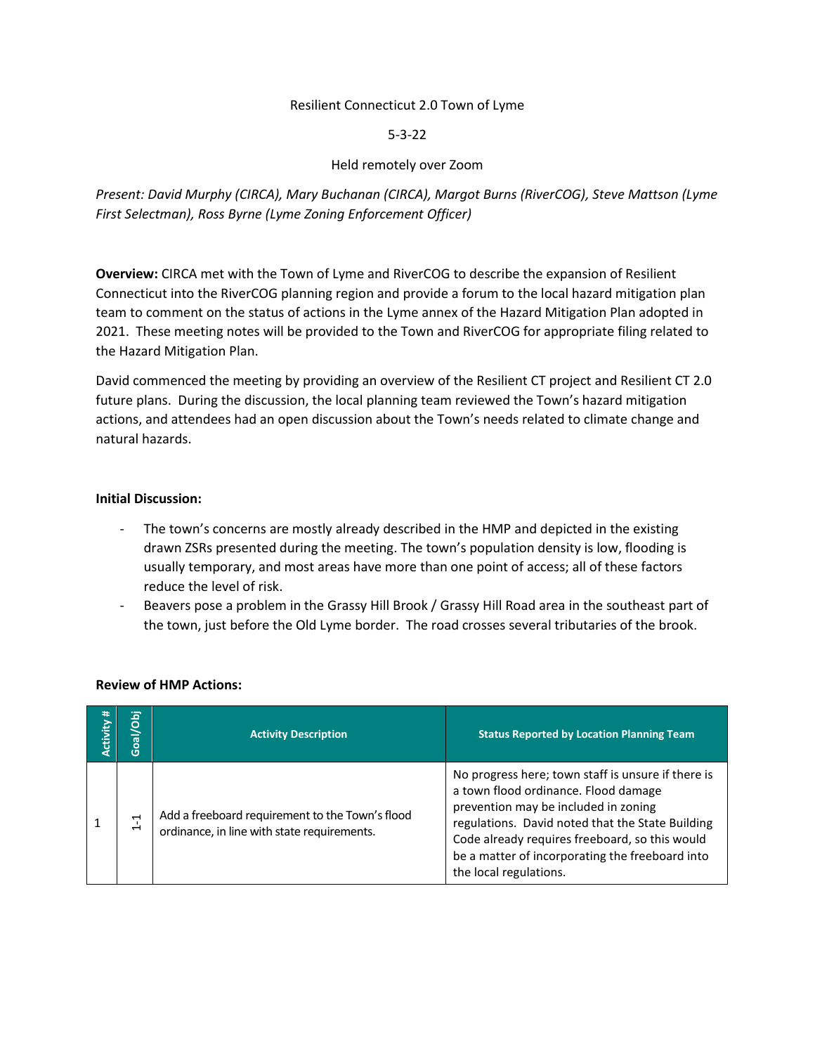Resilient Connecticut 2.0 Town of Lyme

5-3-22

Held remotely over Zoom

*Present: David Murphy (CIRCA), Mary Buchanan (CIRCA), Margot Burns (RiverCOG), Steve Mattson (Lyme First Selectman), Ross Byrne (Lyme Zoning Enforcement Officer)*

**Overview:** CIRCA met with the Town of Lyme and RiverCOG to describe the expansion of Resilient Connecticut into the RiverCOG planning region and provide a forum to the local hazard mitigation plan team to comment on the status of actions in the Lyme annex of the Hazard Mitigation Plan adopted in 2021. These meeting notes will be provided to the Town and RiverCOG for appropriate filing related to the Hazard Mitigation Plan.

David commenced the meeting by providing an overview of the Resilient CT project and Resilient CT 2.0 future plans. During the discussion, the local planning team reviewed the Town's hazard mitigation actions, and attendees had an open discussion about the Town's needs related to climate change and natural hazards.

**Initial Discussion:**

- The town's concerns are mostly already described in the HMP and depicted in the existing drawn ZSRs presented during the meeting. The town's population density is low, flooding is usually temporary, and most areas have more than one point of access; all of these factors reduce the level of risk.
- Beavers pose a problem in the Grassy Hill Brook / Grassy Hill Road area in the southeast part of the town, just before the Old Lyme border. The road crosses several tributaries of the brook.

**Review of HMP Actions:**

| Activity # | Goal/Obj | Activity Description | Status Reported by Location Planning Team |
|---|---|---|---|
| 1 | 1-1 | Add a freeboard requirement to the Town's flood ordinance, in line with state requirements. | No progress here; town staff is unsure if there is a town flood ordinance. Flood damage prevention may be included in zoning regulations. David noted that the State Building Code already requires freeboard, so this would be a matter of incorporating the freeboard into the local regulations. |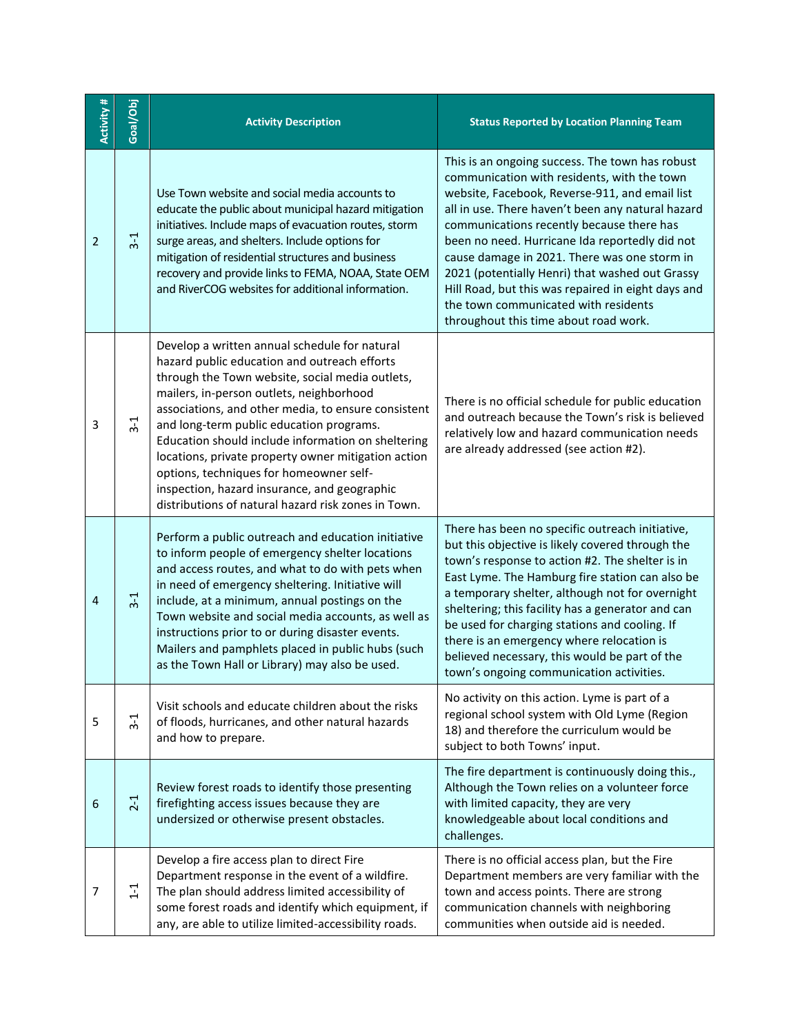| Activity # | Goal/Obj | Activity Description | Status Reported by Location Planning Team |
|---|---|---|---|
| 2 | 3-1 | Use Town website and social media accounts to educate the public about municipal hazard mitigation initiatives. Include maps of evacuation routes, storm surge areas, and shelters. Include options for mitigation of residential structures and business recovery and provide links to FEMA, NOAA, State OEM and RiverCOG websites for additional information. | This is an ongoing success. The town has robust communication with residents, with the town website, Facebook, Reverse-911, and email list all in use. There haven't been any natural hazard communications recently because there has been no need. Hurricane Ida reportedly did not cause damage in 2021. There was one storm in 2021 (potentially Henri) that washed out Grassy Hill Road, but this was repaired in eight days and the town communicated with residents throughout this time about road work. |
| 3 | 3-1 | Develop a written annual schedule for natural hazard public education and outreach efforts through the Town website, social media outlets, mailers, in-person outlets, neighborhood associations, and other media, to ensure consistent and long-term public education programs. Education should include information on sheltering locations, private property owner mitigation action options, techniques for homeowner self-inspection, hazard insurance, and geographic distributions of natural hazard risk zones in Town. | There is no official schedule for public education and outreach because the Town's risk is believed relatively low and hazard communication needs are already addressed (see action #2). |
| 4 | 3-1 | Perform a public outreach and education initiative to inform people of emergency shelter locations and access routes, and what to do with pets when in need of emergency sheltering. Initiative will include, at a minimum, annual postings on the Town website and social media accounts, as well as instructions prior to or during disaster events. Mailers and pamphlets placed in public hubs (such as the Town Hall or Library) may also be used. | There has been no specific outreach initiative, but this objective is likely covered through the town's response to action #2. The shelter is in East Lyme. The Hamburg fire station can also be a temporary shelter, although not for overnight sheltering; this facility has a generator and can be used for charging stations and cooling. If there is an emergency where relocation is believed necessary, this would be part of the town's ongoing communication activities. |
| 5 | 3-1 | Visit schools and educate children about the risks of floods, hurricanes, and other natural hazards and how to prepare. | No activity on this action. Lyme is part of a regional school system with Old Lyme (Region 18) and therefore the curriculum would be subject to both Towns' input. |
| 6 | 2-1 | Review forest roads to identify those presenting firefighting access issues because they are undersized or otherwise present obstacles. | The fire department is continuously doing this., Although the Town relies on a volunteer force with limited capacity, they are very knowledgeable about local conditions and challenges. |
| 7 | 1-1 | Develop a fire access plan to direct Fire Department response in the event of a wildfire. The plan should address limited accessibility of some forest roads and identify which equipment, if any, are able to utilize limited-accessibility roads. | There is no official access plan, but the Fire Department members are very familiar with the town and access points. There are strong communication channels with neighboring communities when outside aid is needed. |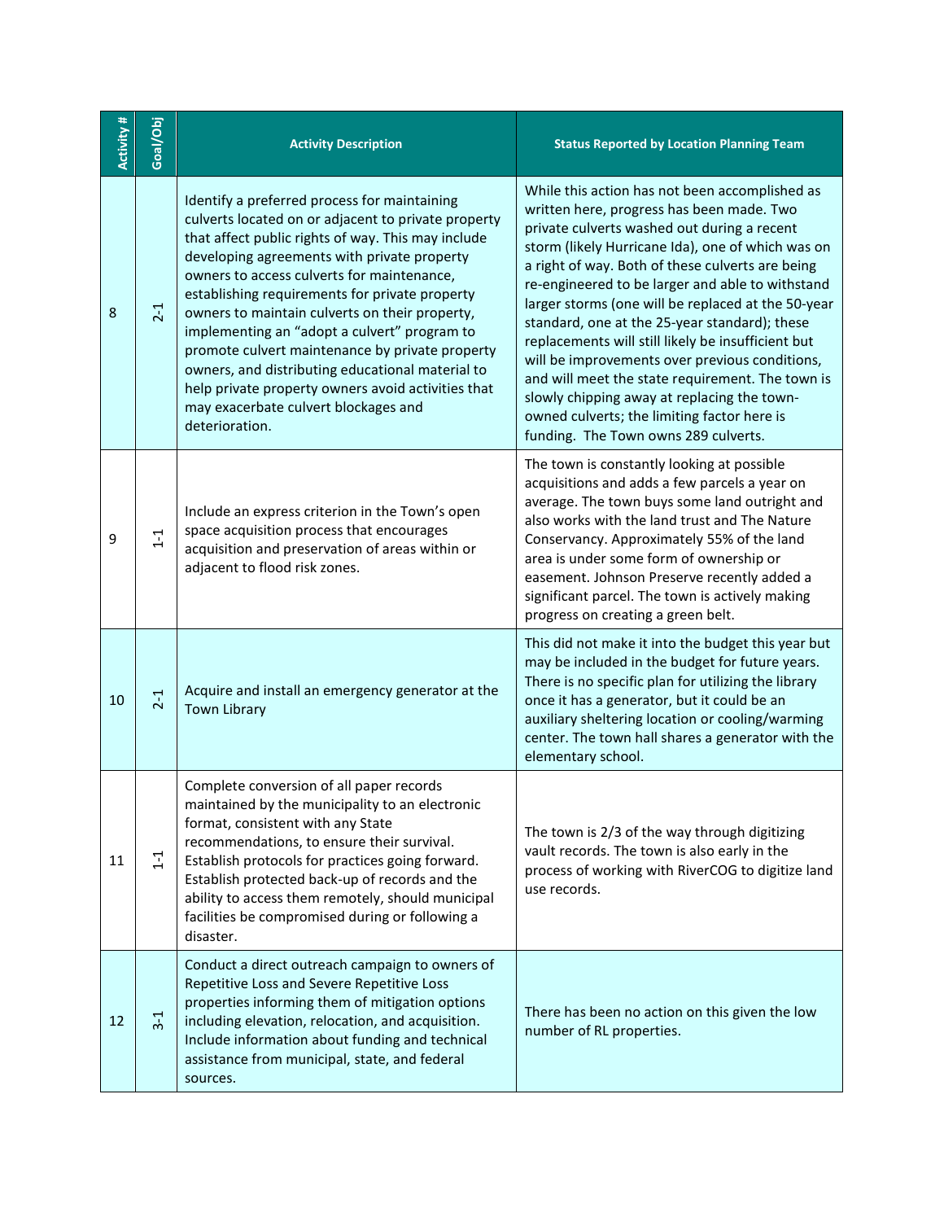| Activity # | Goal/Obj | Activity Description | Status Reported by Location Planning Team |
|---|---|---|---|
| 8 | 2-1 | Identify a preferred process for maintaining culverts located on or adjacent to private property that affect public rights of way. This may include developing agreements with private property owners to access culverts for maintenance, establishing requirements for private property owners to maintain culverts on their property, implementing an "adopt a culvert" program to promote culvert maintenance by private property owners, and distributing educational material to help private property owners avoid activities that may exacerbate culvert blockages and deterioration. | While this action has not been accomplished as written here, progress has been made. Two private culverts washed out during a recent storm (likely Hurricane Ida), one of which was on a right of way. Both of these culverts are being re-engineered to be larger and able to withstand larger storms (one will be replaced at the 50-year standard, one at the 25-year standard); these replacements will still likely be insufficient but will be improvements over previous conditions, and will meet the state requirement. The town is slowly chipping away at replacing the town-owned culverts; the limiting factor here is funding. The Town owns 289 culverts. |
| 9 | 1-1 | Include an express criterion in the Town's open space acquisition process that encourages acquisition and preservation of areas within or adjacent to flood risk zones. | The town is constantly looking at possible acquisitions and adds a few parcels a year on average. The town buys some land outright and also works with the land trust and The Nature Conservancy. Approximately 55% of the land area is under some form of ownership or easement. Johnson Preserve recently added a significant parcel. The town is actively making progress on creating a green belt. |
| 10 | 2-1 | Acquire and install an emergency generator at the Town Library | This did not make it into the budget this year but may be included in the budget for future years. There is no specific plan for utilizing the library once it has a generator, but it could be an auxiliary sheltering location or cooling/warming center. The town hall shares a generator with the elementary school. |
| 11 | 1-1 | Complete conversion of all paper records maintained by the municipality to an electronic format, consistent with any State recommendations, to ensure their survival. Establish protocols for practices going forward. Establish protected back-up of records and the ability to access them remotely, should municipal facilities be compromised during or following a disaster. | The town is 2/3 of the way through digitizing vault records. The town is also early in the process of working with RiverCOG to digitize land use records. |
| 12 | 3-1 | Conduct a direct outreach campaign to owners of Repetitive Loss and Severe Repetitive Loss properties informing them of mitigation options including elevation, relocation, and acquisition. Include information about funding and technical assistance from municipal, state, and federal sources. | There has been no action on this given the low number of RL properties. |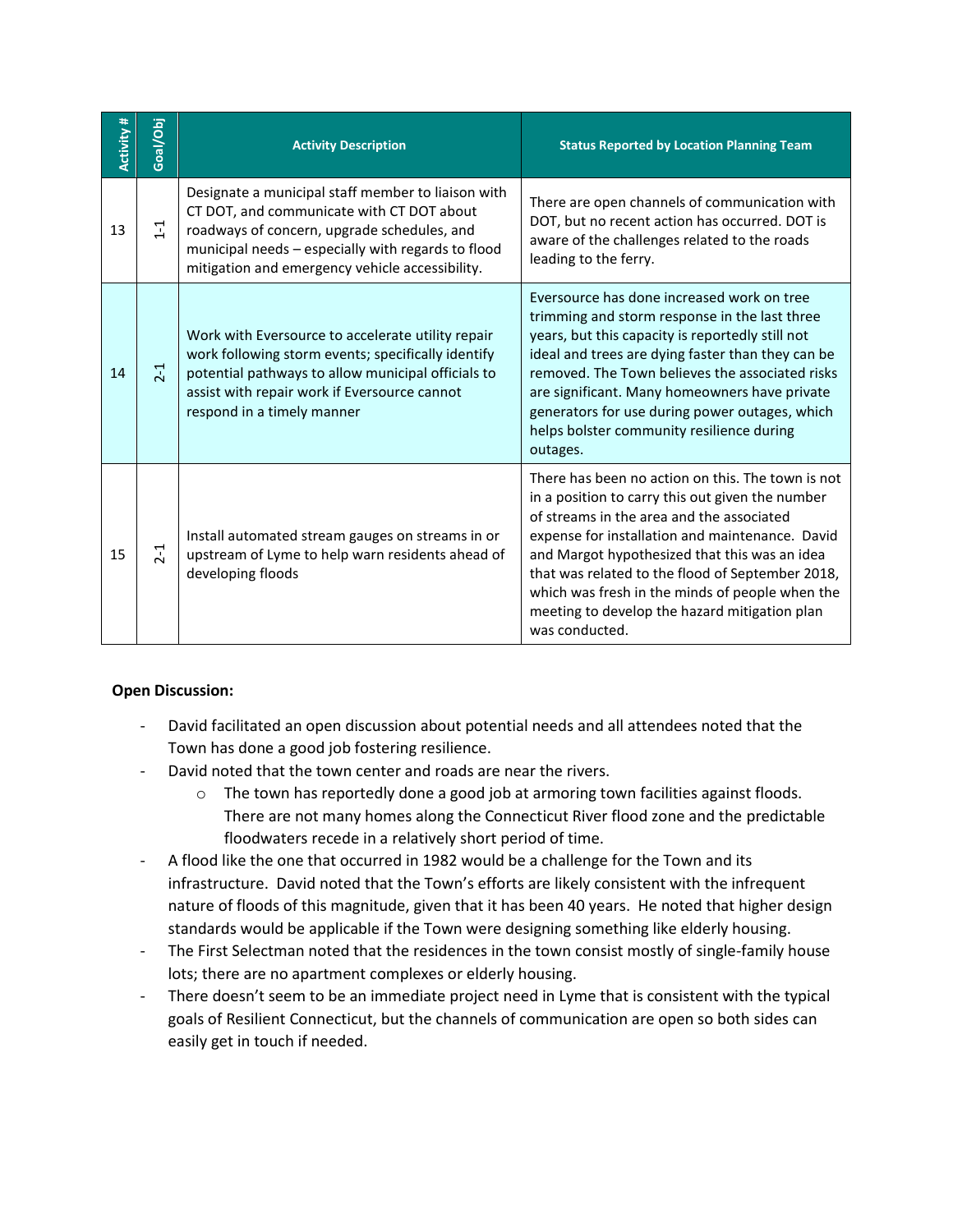| Activity # | Goal/Obj | Activity Description | Status Reported by Location Planning Team |
|---|---|---|---|
| 13 | 1-1 | Designate a municipal staff member to liaison with CT DOT, and communicate with CT DOT about roadways of concern, upgrade schedules, and municipal needs – especially with regards to flood mitigation and emergency vehicle accessibility. | There are open channels of communication with DOT, but no recent action has occurred. DOT is aware of the challenges related to the roads leading to the ferry. |
| 14 | 2-1 | Work with Eversource to accelerate utility repair work following storm events; specifically identify potential pathways to allow municipal officials to assist with repair work if Eversource cannot respond in a timely manner | Eversource has done increased work on tree trimming and storm response in the last three years, but this capacity is reportedly still not ideal and trees are dying faster than they can be removed. The Town believes the associated risks are significant. Many homeowners have private generators for use during power outages, which helps bolster community resilience during outages. |
| 15 | 2-1 | Install automated stream gauges on streams in or upstream of Lyme to help warn residents ahead of developing floods | There has been no action on this. The town is not in a position to carry this out given the number of streams in the area and the associated expense for installation and maintenance. David and Margot hypothesized that this was an idea that was related to the flood of September 2018, which was fresh in the minds of people when the meeting to develop the hazard mitigation plan was conducted. |

**Open Discussion:**

- David facilitated an open discussion about potential needs and all attendees noted that the Town has done a good job fostering resilience.
- David noted that the town center and roads are near the rivers.
    - The town has reportedly done a good job at armoring town facilities against floods. There are not many homes along the Connecticut River flood zone and the predictable floodwaters recede in a relatively short period of time.
- A flood like the one that occurred in 1982 would be a challenge for the Town and its infrastructure. David noted that the Town's efforts are likely consistent with the infrequent nature of floods of this magnitude, given that it has been 40 years. He noted that higher design standards would be applicable if the Town were designing something like elderly housing.
- The First Selectman noted that the residences in the town consist mostly of single-family house lots; there are no apartment complexes or elderly housing.
- There doesn't seem to be an immediate project need in Lyme that is consistent with the typical goals of Resilient Connecticut, but the channels of communication are open so both sides can easily get in touch if needed.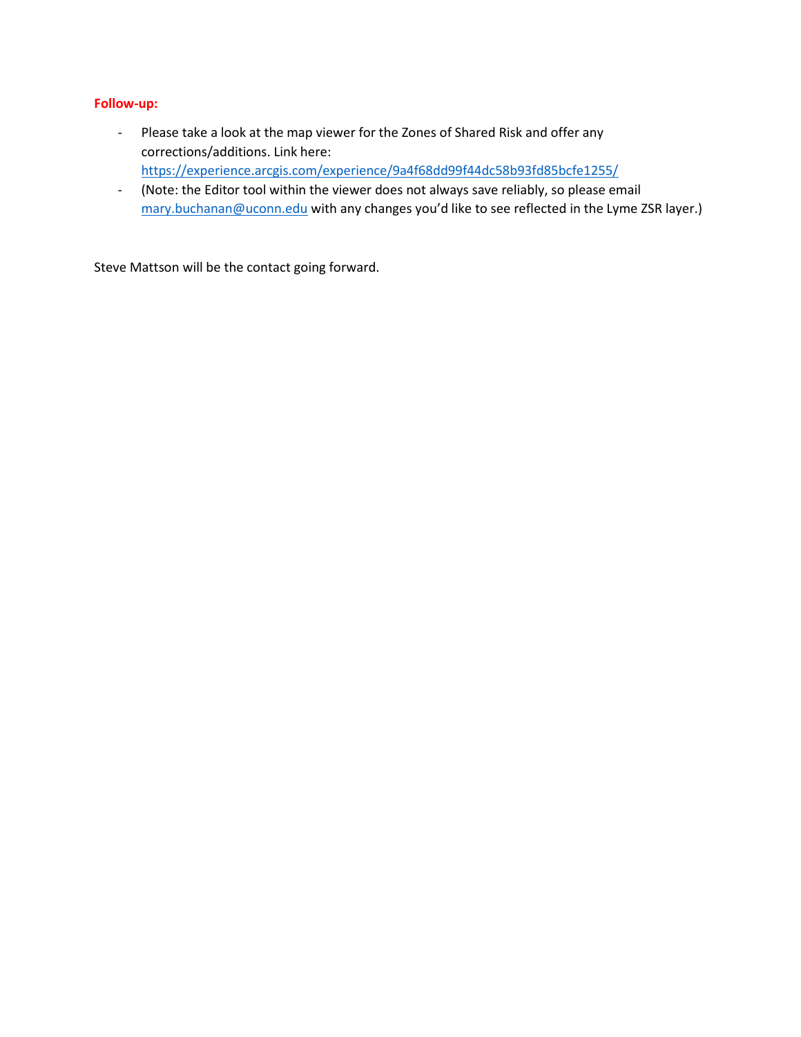**Follow-up:**

- Please take a look at the map viewer for the Zones of Shared Risk and offer any corrections/additions. Link here: https://experience.arcgis.com/experience/9a4f68dd99f44dc58b93fd85bcfe1255/
- (Note: the Editor tool within the viewer does not always save reliably, so please email mary.buchanan@uconn.edu with any changes you'd like to see reflected in the Lyme ZSR layer.)

Steve Mattson will be the contact going forward.